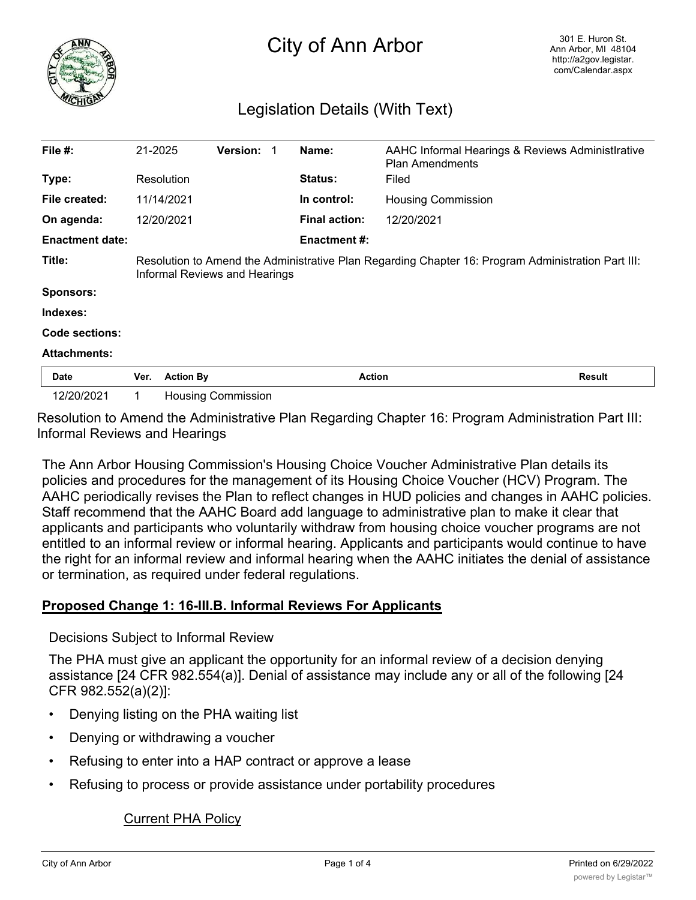# City of Ann Arbor

301 E. Huron St.
Ann Arbor, MI 48104
http://a2gov.legistar.com/Calendar.aspx

## Legislation Details (With Text)

| | | | | | |
|---|---|---|---|---|---|
| **File #:** | 21-2025 | **Version:** 1 | | **Name:** | AAHC Informal Hearings & Reviews Administlrative Plan Amendments |
| **Type:** | Resolution | | | **Status:** | Filed |
| **File created:** | 11/14/2021 | | | **In control:** | Housing Commission |
| **On agenda:** | 12/20/2021 | | | **Final action:** | 12/20/2021 |
| **Enactment date:** | | | | **Enactment #:** | |

**Title:** Resolution to Amend the Administrative Plan Regarding Chapter 16: Program Administration Part III: Informal Reviews and Hearings

**Sponsors:**

**Indexes:**

**Code sections:**

**Attachments:**

| Date | Ver. | Action By | Action | Result |
|---|---|---|---|---|
| 12/20/2021 | 1 | Housing Commission | | |

Resolution to Amend the Administrative Plan Regarding Chapter 16: Program Administration Part III: Informal Reviews and Hearings

The Ann Arbor Housing Commission's Housing Choice Voucher Administrative Plan details its policies and procedures for the management of its Housing Choice Voucher (HCV) Program. The AAHC periodically revises the Plan to reflect changes in HUD policies and changes in AAHC policies. Staff recommend that the AAHC Board add language to administrative plan to make it clear that applicants and participants who voluntarily withdraw from housing choice voucher programs are not entitled to an informal review or informal hearing. Applicants and participants would continue to have the right for an informal review and informal hearing when the AAHC initiates the denial of assistance or termination, as required under federal regulations.

**<u>Proposed Change 1: 16-III.B. Informal Reviews For Applicants</u>**

Decisions Subject to Informal Review

The PHA must give an applicant the opportunity for an informal review of a decision denying assistance [24 CFR 982.554(a)]. Denial of assistance may include any or all of the following [24 CFR 982.552(a)(2)]:

- Denying listing on the PHA waiting list
- Denying or withdrawing a voucher
- Refusing to enter into a HAP contract or approve a lease
- Refusing to process or provide assistance under portability procedures

<u>Current PHA Policy</u>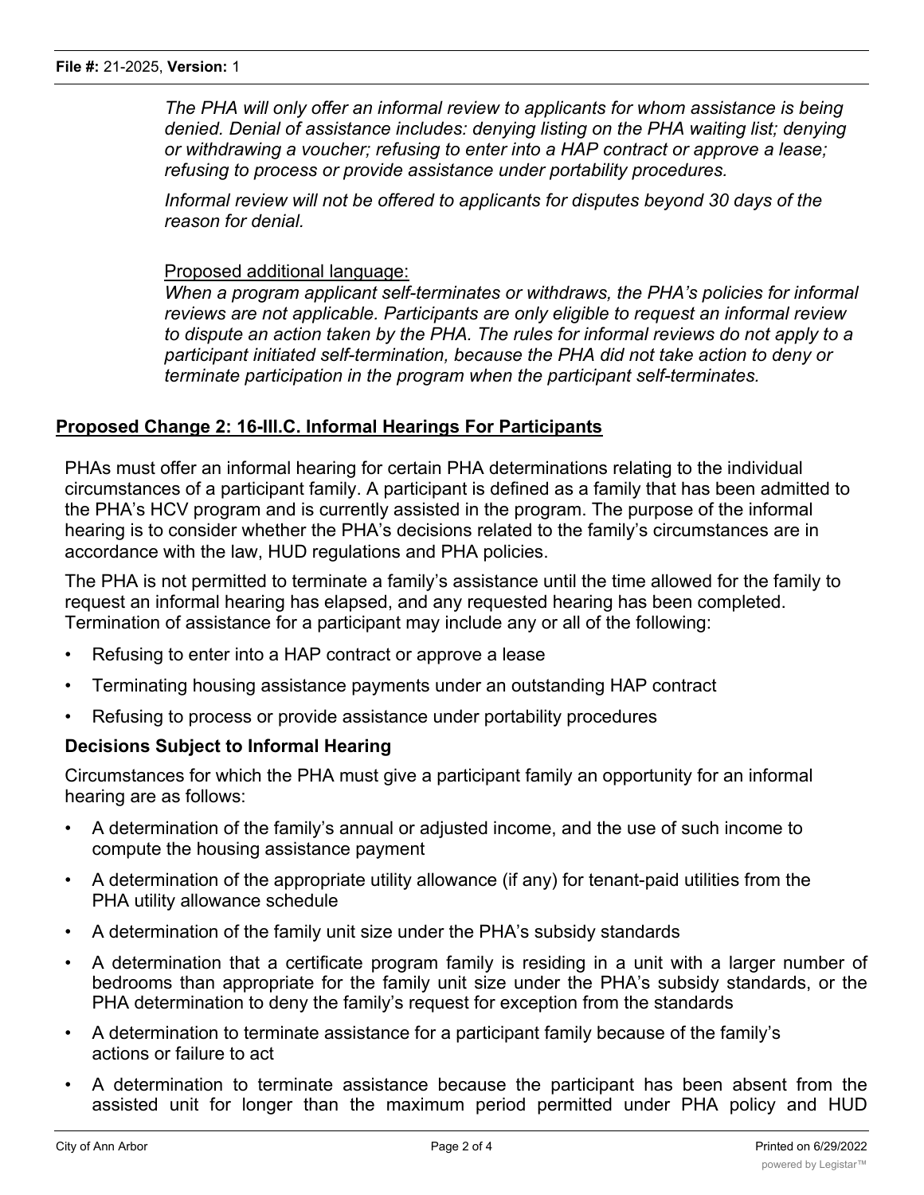*The PHA will only offer an informal review to applicants for whom assistance is being denied. Denial of assistance includes: denying listing on the PHA waiting list; denying or withdrawing a voucher; refusing to enter into a HAP contract or approve a lease; refusing to process or provide assistance under portability procedures.*

*Informal review will not be offered to applicants for disputes beyond 30 days of the reason for denial.*

Proposed additional language:

*When a program applicant self-terminates or withdraws, the PHA's policies for informal reviews are not applicable. Participants are only eligible to request an informal review to dispute an action taken by the PHA. The rules for informal reviews do not apply to a participant initiated self-termination, because the PHA did not take action to deny or terminate participation in the program when the participant self-terminates.*

## Proposed Change 2: 16-III.C. Informal Hearings For Participants

PHAs must offer an informal hearing for certain PHA determinations relating to the individual circumstances of a participant family. A participant is defined as a family that has been admitted to the PHA's HCV program and is currently assisted in the program. The purpose of the informal hearing is to consider whether the PHA's decisions related to the family's circumstances are in accordance with the law, HUD regulations and PHA policies.

The PHA is not permitted to terminate a family's assistance until the time allowed for the family to request an informal hearing has elapsed, and any requested hearing has been completed. Termination of assistance for a participant may include any or all of the following:

- Refusing to enter into a HAP contract or approve a lease
- Terminating housing assistance payments under an outstanding HAP contract
- Refusing to process or provide assistance under portability procedures

### Decisions Subject to Informal Hearing

Circumstances for which the PHA must give a participant family an opportunity for an informal hearing are as follows:

- A determination of the family's annual or adjusted income, and the use of such income to compute the housing assistance payment
- A determination of the appropriate utility allowance (if any) for tenant-paid utilities from the PHA utility allowance schedule
- A determination of the family unit size under the PHA's subsidy standards
- A determination that a certificate program family is residing in a unit with a larger number of bedrooms than appropriate for the family unit size under the PHA's subsidy standards, or the PHA determination to deny the family's request for exception from the standards
- A determination to terminate assistance for a participant family because of the family's actions or failure to act
- A determination to terminate assistance because the participant has been absent from the assisted unit for longer than the maximum period permitted under PHA policy and HUD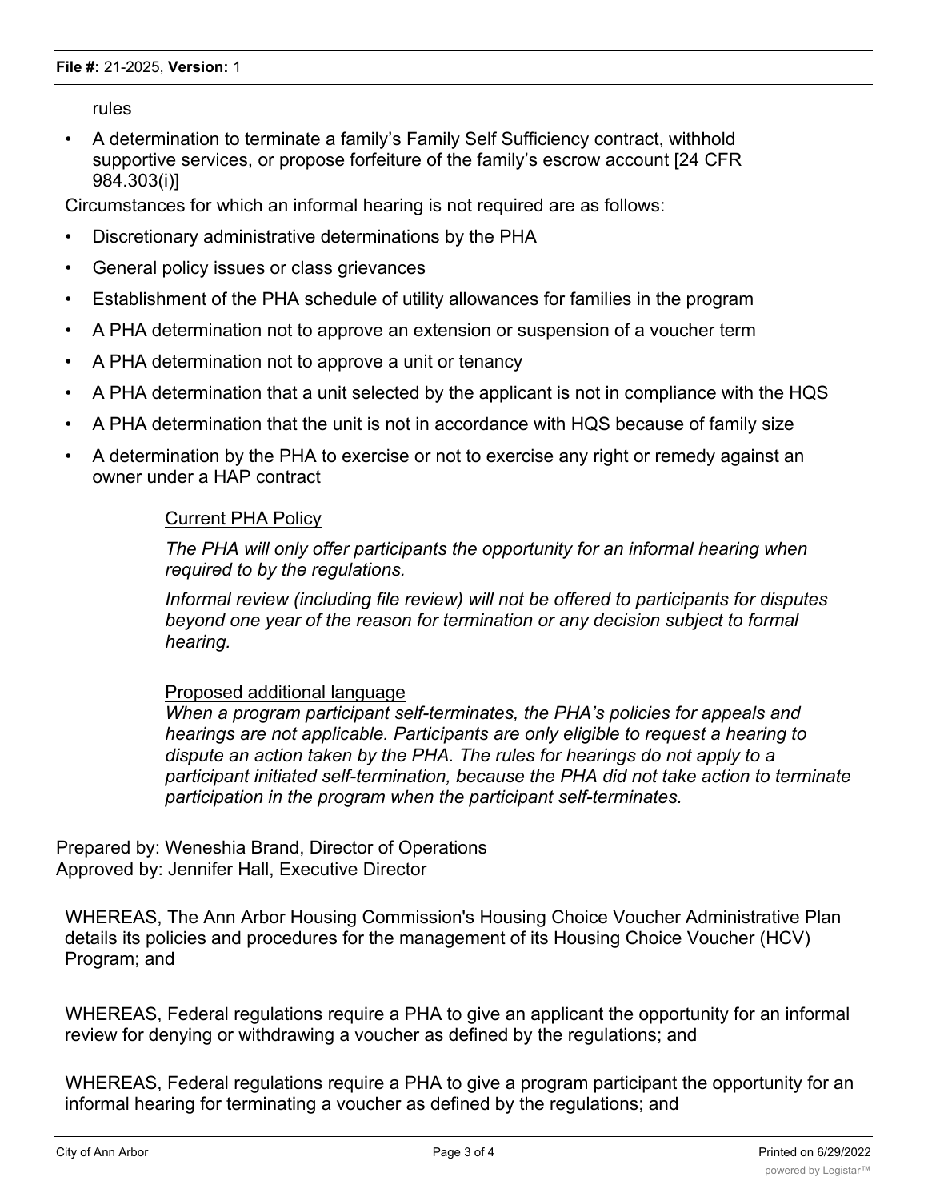rules

- A determination to terminate a family's Family Self Sufficiency contract, withhold supportive services, or propose forfeiture of the family's escrow account [24 CFR 984.303(i)]

Circumstances for which an informal hearing is not required are as follows:

- Discretionary administrative determinations by the PHA
- General policy issues or class grievances
- Establishment of the PHA schedule of utility allowances for families in the program
- A PHA determination not to approve an extension or suspension of a voucher term
- A PHA determination not to approve a unit or tenancy
- A PHA determination that a unit selected by the applicant is not in compliance with the HQS
- A PHA determination that the unit is not in accordance with HQS because of family size
- A determination by the PHA to exercise or not to exercise any right or remedy against an owner under a HAP contract

Current PHA Policy

*The PHA will only offer participants the opportunity for an informal hearing when required to by the regulations.*

*Informal review (including file review) will not be offered to participants for disputes beyond one year of the reason for termination or any decision subject to formal hearing.*

Proposed additional language

*When a program participant self-terminates, the PHA's policies for appeals and hearings are not applicable. Participants are only eligible to request a hearing to dispute an action taken by the PHA. The rules for hearings do not apply to a participant initiated self-termination, because the PHA did not take action to terminate participation in the program when the participant self-terminates.*

Prepared by: Weneshia Brand, Director of Operations
Approved by: Jennifer Hall, Executive Director

WHEREAS, The Ann Arbor Housing Commission's Housing Choice Voucher Administrative Plan details its policies and procedures for the management of its Housing Choice Voucher (HCV) Program; and

WHEREAS, Federal regulations require a PHA to give an applicant the opportunity for an informal review for denying or withdrawing a voucher as defined by the regulations; and

WHEREAS, Federal regulations require a PHA to give a program participant the opportunity for an informal hearing for terminating a voucher as defined by the regulations; and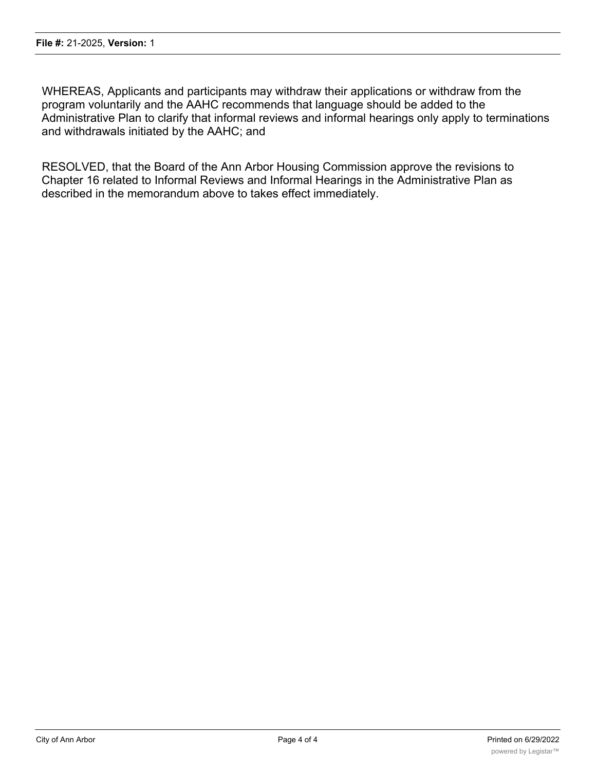WHEREAS, Applicants and participants may withdraw their applications or withdraw from the program voluntarily and the AAHC recommends that language should be added to the Administrative Plan to clarify that informal reviews and informal hearings only apply to terminations and withdrawals initiated by the AAHC; and

RESOLVED, that the Board of the Ann Arbor Housing Commission approve the revisions to Chapter 16 related to Informal Reviews and Informal Hearings in the Administrative Plan as described in the memorandum above to takes effect immediately.